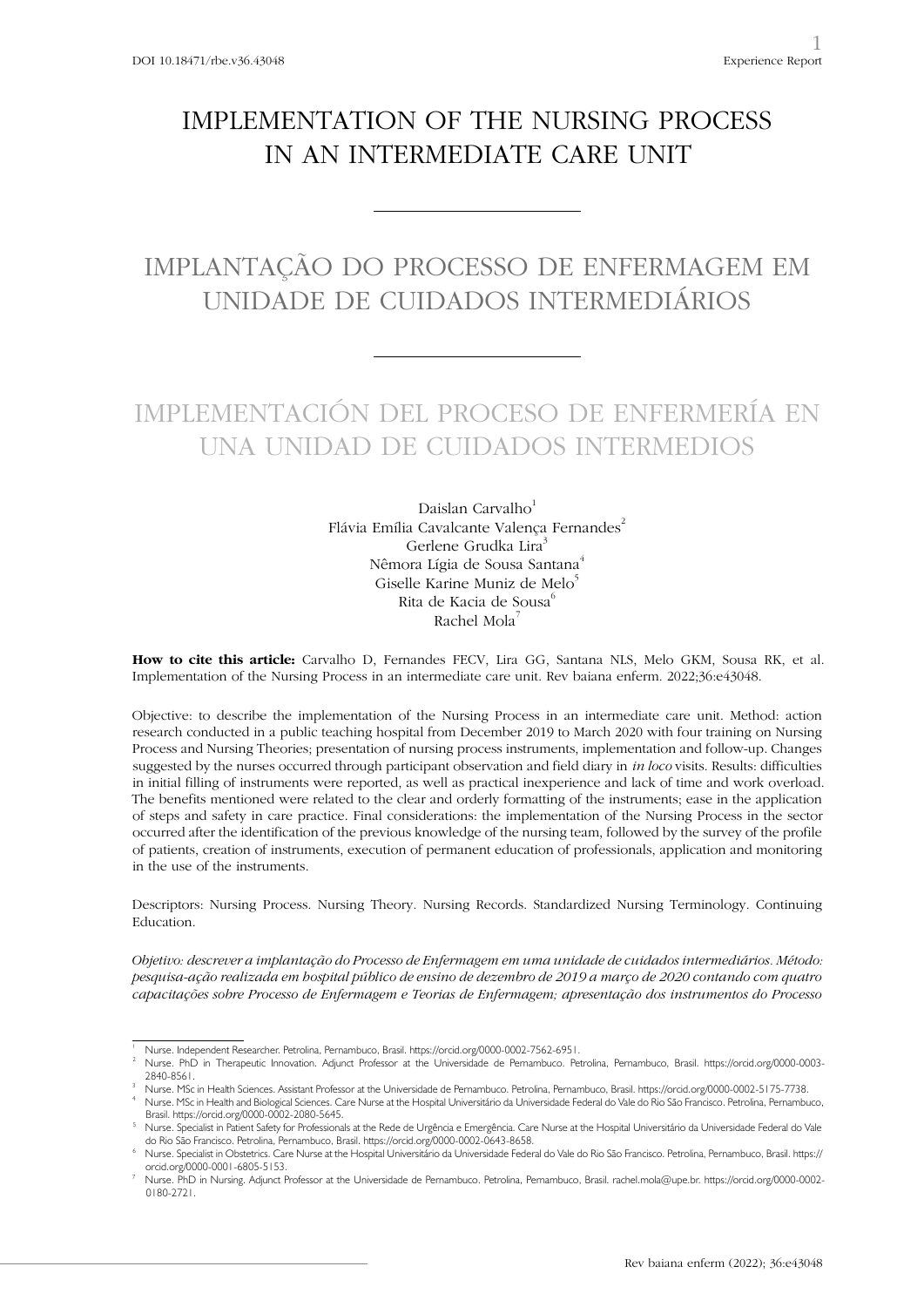# IMPLEMENTATION OF THE NURSING PROCESS IN AN INTERMEDIATE CARE UNIT

# IMPLANTAÇÃO DO PROCESSO DE ENFERMAGEM EM UNIDADE DE CUIDADOS INTERMEDIÁRIOS

# IMPLEMENTACIÓN DEL PROCESO DE ENFERMERÍA EN UNA UNIDAD DE CUIDADOS INTERMEDIOS

Daislan Carvalho[1]
Flávia Emília Cavalcante Valença Fernandes[2]
Gerlene Grudka Lira[3]
Nêmora Lígia de Sousa Santana[4]
Giselle Karine Muniz de Melo[5]
Rita de Kacia de Sousa[6]
Rachel Mola[7]

**How to cite this article:** Carvalho D, Fernandes FECV, Lira GG, Santana NLS, Melo GKM, Sousa RK, et al. Implementation of the Nursing Process in an intermediate care unit. Rev baiana enferm. 2022;36:e43048.

Objective: to describe the implementation of the Nursing Process in an intermediate care unit. Method: action research conducted in a public teaching hospital from December 2019 to March 2020 with four training on Nursing Process and Nursing Theories; presentation of nursing process instruments, implementation and follow-up. Changes suggested by the nurses occurred through participant observation and field diary in *in loco* visits. Results: difficulties in initial filling of instruments were reported, as well as practical inexperience and lack of time and work overload. The benefits mentioned were related to the clear and orderly formatting of the instruments; ease in the application of steps and safety in care practice. Final considerations: the implementation of the Nursing Process in the sector occurred after the identification of the previous knowledge of the nursing team, followed by the survey of the profile of patients, creation of instruments, execution of permanent education of professionals, application and monitoring in the use of the instruments.

Descriptors: Nursing Process. Nursing Theory. Nursing Records. Standardized Nursing Terminology. Continuing Education.

*Objetivo: descrever a implantação do Processo de Enfermagem em uma unidade de cuidados intermediários. Método: pesquisa-ação realizada em hospital público de ensino de dezembro de 2019 a março de 2020 contando com quatro capacitações sobre Processo de Enfermagem e Teorias de Enfermagem; apresentação dos instrumentos do Processo*

---

[1] Nurse. Independent Researcher. Petrolina, Pernambuco, Brasil. https://orcid.org/0000-0002-7562-6951.

[2] Nurse. PhD in Therapeutic Innovation. Adjunct Professor at the Universidade de Pernambuco. Petrolina, Pernambuco, Brasil. https://orcid.org/0000-0003-2840-8561.

[3] Nurse. MSc in Health Sciences. Assistant Professor at the Universidade de Pernambuco. Petrolina, Pernambuco, Brasil. https://orcid.org/0000-0002-5175-7738.

[4] Nurse. MSc in Health and Biological Sciences. Care Nurse at the Hospital Universitário da Universidade Federal do Vale do Rio São Francisco. Petrolina, Pernambuco, Brasil. https://orcid.org/0000-0002-2080-5645.

[5] Nurse. Specialist in Patient Safety for Professionals at the Rede de Urgência e Emergência. Care Nurse at the Hospital Universitário da Universidade Federal do Vale do Rio São Francisco. Petrolina, Pernambuco, Brasil. https://orcid.org/0000-0002-0643-8658.

[6] Nurse. Specialist in Obstetrics. Care Nurse at the Hospital Universitário da Universidade Federal do Vale do Rio São Francisco. Petrolina, Pernambuco, Brasil. https://orcid.org/0000-0001-6805-5153.

[7] Nurse. PhD in Nursing. Adjunct Professor at the Universidade de Pernambuco. Petrolina, Pernambuco, Brasil. rachel.mola@upe.br. https://orcid.org/0000-0002-0180-2721.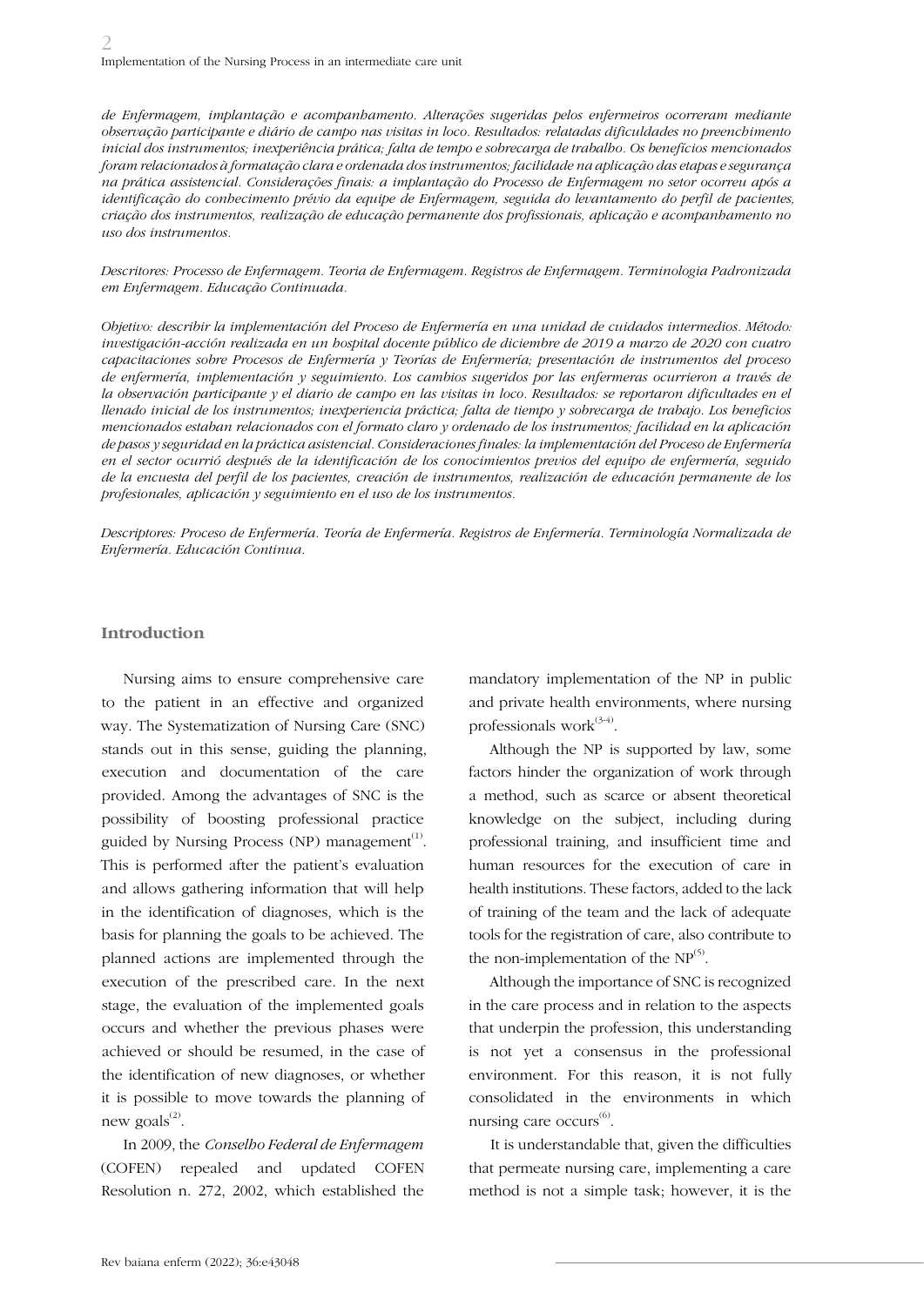*de Enfermagem, implantação e acompanhamento. Alterações sugeridas pelos enfermeiros ocorreram mediante observação participante e diário de campo nas visitas in loco. Resultados: relatadas dificuldades no preenchimento inicial dos instrumentos; inexperiência prática; falta de tempo e sobrecarga de trabalho. Os benefícios mencionados foram relacionados à formatação clara e ordenada dos instrumentos; facilidade na aplicação das etapas e segurança na prática assistencial. Considerações finais: a implantação do Processo de Enfermagem no setor ocorreu após a identificação do conhecimento prévio da equipe de Enfermagem, seguida do levantamento do perfil de pacientes, criação dos instrumentos, realização de educação permanente dos profissionais, aplicação e acompanhamento no uso dos instrumentos.*

*Descritores: Processo de Enfermagem. Teoria de Enfermagem. Registros de Enfermagem. Terminologia Padronizada em Enfermagem. Educação Continuada.*

*Objetivo: describir la implementación del Proceso de Enfermería en una unidad de cuidados intermedios. Método: investigación-acción realizada en un hospital docente público de diciembre de 2019 a marzo de 2020 con cuatro capacitaciones sobre Procesos de Enfermería y Teorías de Enfermería; presentación de instrumentos del proceso de enfermería, implementación y seguimiento. Los cambios sugeridos por las enfermeras ocurrieron a través de la observación participante y el diario de campo en las visitas in loco. Resultados: se reportaron dificultades en el llenado inicial de los instrumentos; inexperiencia práctica; falta de tiempo y sobrecarga de trabajo. Los beneficios mencionados estaban relacionados con el formato claro y ordenado de los instrumentos; facilidad en la aplicación de pasos y seguridad en la práctica asistencial. Consideraciones finales: la implementación del Proceso de Enfermería en el sector ocurrió después de la identificación de los conocimientos previos del equipo de enfermería, seguido de la encuesta del perfil de los pacientes, creación de instrumentos, realización de educación permanente de los profesionales, aplicación y seguimiento en el uso de los instrumentos.*

*Descriptores: Proceso de Enfermería. Teoría de Enfermería. Registros de Enfermería. Terminología Normalizada de Enfermería. Educación Continua.*

## Introduction

Nursing aims to ensure comprehensive care to the patient in an effective and organized way. The Systematization of Nursing Care (SNC) stands out in this sense, guiding the planning, execution and documentation of the care provided. Among the advantages of SNC is the possibility of boosting professional practice guided by Nursing Process (NP) management[1]. This is performed after the patient's evaluation and allows gathering information that will help in the identification of diagnoses, which is the basis for planning the goals to be achieved. The planned actions are implemented through the execution of the prescribed care. In the next stage, the evaluation of the implemented goals occurs and whether the previous phases were achieved or should be resumed, in the case of the identification of new diagnoses, or whether it is possible to move towards the planning of new goals[2].

In 2009, the *Conselho Federal de Enfermagem* (COFEN) repealed and updated COFEN Resolution n. 272, 2002, which established the mandatory implementation of the NP in public and private health environments, where nursing professionals work[3-4].

Although the NP is supported by law, some factors hinder the organization of work through a method, such as scarce or absent theoretical knowledge on the subject, including during professional training, and insufficient time and human resources for the execution of care in health institutions. These factors, added to the lack of training of the team and the lack of adequate tools for the registration of care, also contribute to the non-implementation of the NP[5].

Although the importance of SNC is recognized in the care process and in relation to the aspects that underpin the profession, this understanding is not yet a consensus in the professional environment. For this reason, it is not fully consolidated in the environments in which nursing care occurs[6].

It is understandable that, given the difficulties that permeate nursing care, implementing a care method is not a simple task; however, it is the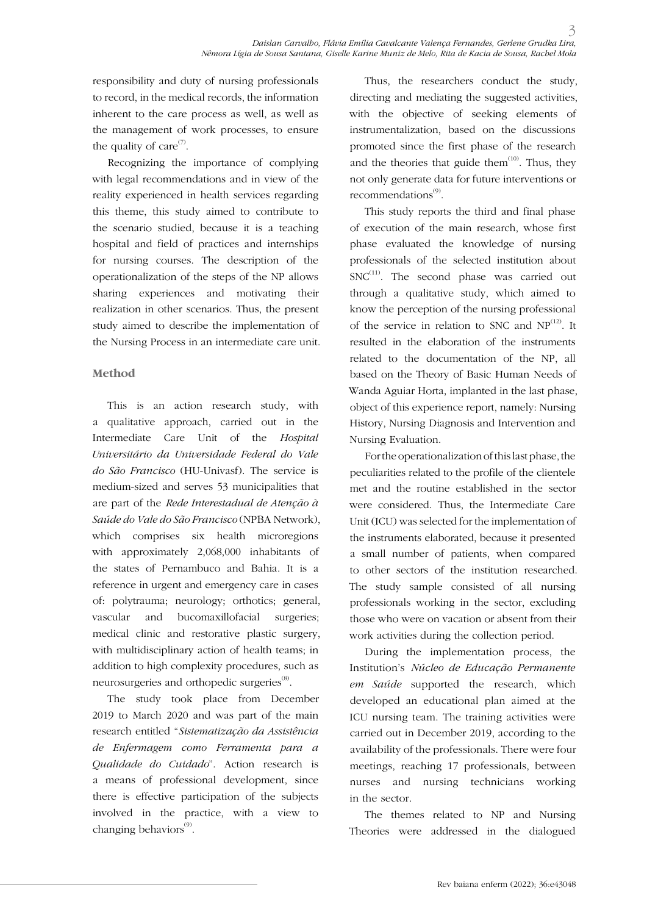responsibility and duty of nursing professionals to record, in the medical records, the information inherent to the care process as well, as well as the management of work processes, to ensure the quality of care[7].

Recognizing the importance of complying with legal recommendations and in view of the reality experienced in health services regarding this theme, this study aimed to contribute to the scenario studied, because it is a teaching hospital and field of practices and internships for nursing courses. The description of the operationalization of the steps of the NP allows sharing experiences and motivating their realization in other scenarios. Thus, the present study aimed to describe the implementation of the Nursing Process in an intermediate care unit.

## Method

This is an action research study, with a qualitative approach, carried out in the Intermediate Care Unit of the *Hospital Universitário da Universidade Federal do Vale do São Francisco* (HU-Univasf). The service is medium-sized and serves 53 municipalities that are part of the *Rede Interestadual de Atenção à Saúde do Vale do São Francisco* (NPBA Network), which comprises six health microregions with approximately 2,068,000 inhabitants of the states of Pernambuco and Bahia. It is a reference in urgent and emergency care in cases of: polytrauma; neurology; orthotics; general, vascular and bucomaxillofacial surgeries; medical clinic and restorative plastic surgery, with multidisciplinary action of health teams; in addition to high complexity procedures, such as neurosurgeries and orthopedic surgeries[8].

The study took place from December 2019 to March 2020 and was part of the main research entitled "*Sistematização da Assistência de Enfermagem como Ferramenta para a Qualidade do Cuidado*". Action research is a means of professional development, since there is effective participation of the subjects involved in the practice, with a view to changing behaviors[9].

Thus, the researchers conduct the study, directing and mediating the suggested activities, with the objective of seeking elements of instrumentalization, based on the discussions promoted since the first phase of the research and the theories that guide them[10]. Thus, they not only generate data for future interventions or recommendations[9].

This study reports the third and final phase of execution of the main research, whose first phase evaluated the knowledge of nursing professionals of the selected institution about SNC[11]. The second phase was carried out through a qualitative study, which aimed to know the perception of the nursing professional of the service in relation to SNC and NP[12]. It resulted in the elaboration of the instruments related to the documentation of the NP, all based on the Theory of Basic Human Needs of Wanda Aguiar Horta, implanted in the last phase, object of this experience report, namely: Nursing History, Nursing Diagnosis and Intervention and Nursing Evaluation.

For the operationalization of this last phase, the peculiarities related to the profile of the clientele met and the routine established in the sector were considered. Thus, the Intermediate Care Unit (ICU) was selected for the implementation of the instruments elaborated, because it presented a small number of patients, when compared to other sectors of the institution researched. The study sample consisted of all nursing professionals working in the sector, excluding those who were on vacation or absent from their work activities during the collection period.

During the implementation process, the Institution's *Núcleo de Educação Permanente em Saúde* supported the research, which developed an educational plan aimed at the ICU nursing team. The training activities were carried out in December 2019, according to the availability of the professionals. There were four meetings, reaching 17 professionals, between nurses and nursing technicians working in the sector.

The themes related to NP and Nursing Theories were addressed in the dialogued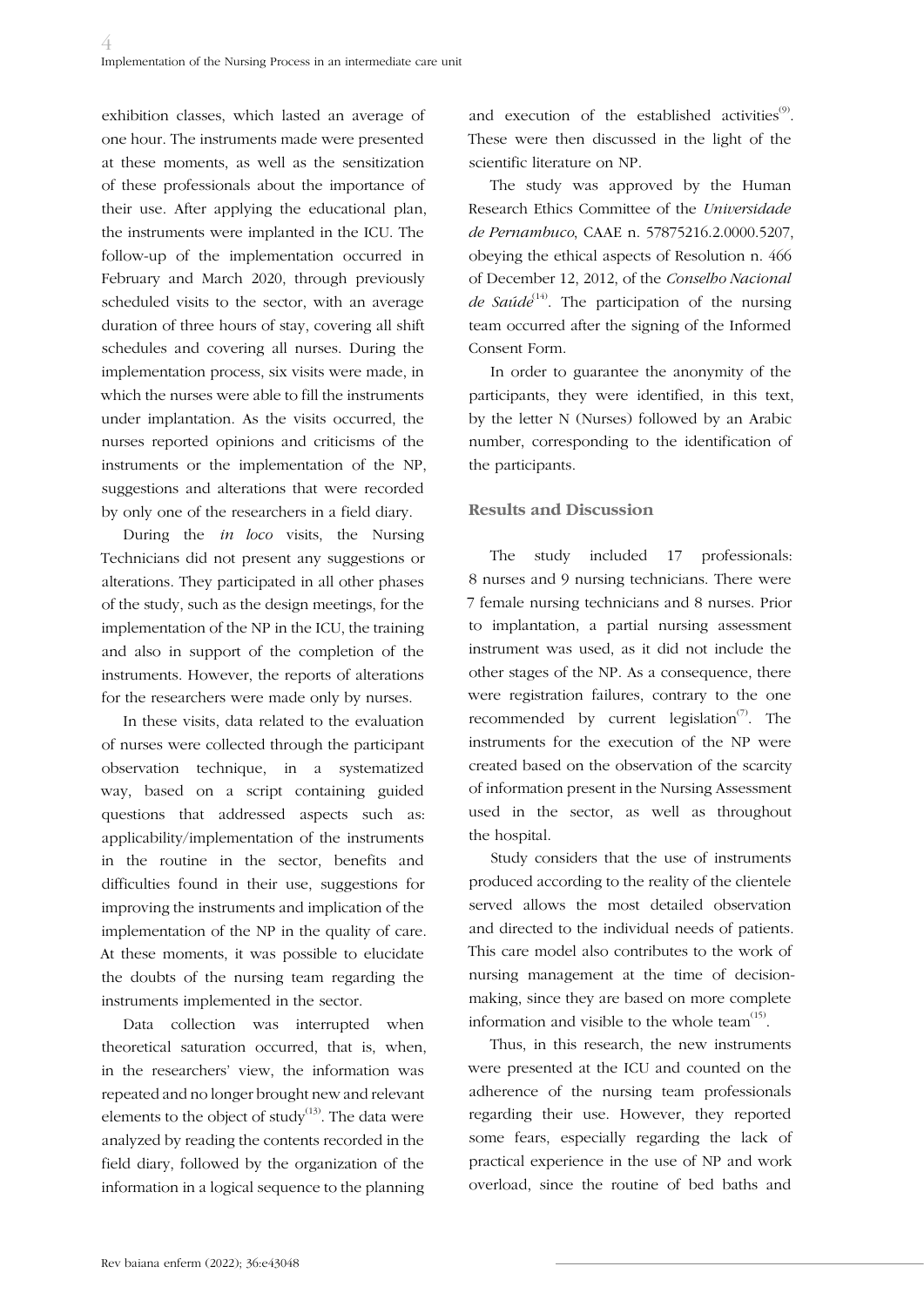exhibition classes, which lasted an average of one hour. The instruments made were presented at these moments, as well as the sensitization of these professionals about the importance of their use. After applying the educational plan, the instruments were implanted in the ICU. The follow-up of the implementation occurred in February and March 2020, through previously scheduled visits to the sector, with an average duration of three hours of stay, covering all shift schedules and covering all nurses. During the implementation process, six visits were made, in which the nurses were able to fill the instruments under implantation. As the visits occurred, the nurses reported opinions and criticisms of the instruments or the implementation of the NP, suggestions and alterations that were recorded by only one of the researchers in a field diary.

During the *in loco* visits, the Nursing Technicians did not present any suggestions or alterations. They participated in all other phases of the study, such as the design meetings, for the implementation of the NP in the ICU, the training and also in support of the completion of the instruments. However, the reports of alterations for the researchers were made only by nurses.

In these visits, data related to the evaluation of nurses were collected through the participant observation technique, in a systematized way, based on a script containing guided questions that addressed aspects such as: applicability/implementation of the instruments in the routine in the sector, benefits and difficulties found in their use, suggestions for improving the instruments and implication of the implementation of the NP in the quality of care. At these moments, it was possible to elucidate the doubts of the nursing team regarding the instruments implemented in the sector.

Data collection was interrupted when theoretical saturation occurred, that is, when, in the researchers' view, the information was repeated and no longer brought new and relevant elements to the object of study[13]. The data were analyzed by reading the contents recorded in the field diary, followed by the organization of the information in a logical sequence to the planning and execution of the established activities[9]. These were then discussed in the light of the scientific literature on NP.

The study was approved by the Human Research Ethics Committee of the *Universidade de Pernambuco*, CAAE n. 57875216.2.0000.5207, obeying the ethical aspects of Resolution n. 466 of December 12, 2012, of the *Conselho Nacional de Saúde*[14]. The participation of the nursing team occurred after the signing of the Informed Consent Form.

In order to guarantee the anonymity of the participants, they were identified, in this text, by the letter N (Nurses) followed by an Arabic number, corresponding to the identification of the participants.

## Results and Discussion

The study included 17 professionals: 8 nurses and 9 nursing technicians. There were 7 female nursing technicians and 8 nurses. Prior to implantation, a partial nursing assessment instrument was used, as it did not include the other stages of the NP. As a consequence, there were registration failures, contrary to the one recommended by current legislation[7]. The instruments for the execution of the NP were created based on the observation of the scarcity of information present in the Nursing Assessment used in the sector, as well as throughout the hospital.

Study considers that the use of instruments produced according to the reality of the clientele served allows the most detailed observation and directed to the individual needs of patients. This care model also contributes to the work of nursing management at the time of decision-making, since they are based on more complete information and visible to the whole team[15].

Thus, in this research, the new instruments were presented at the ICU and counted on the adherence of the nursing team professionals regarding their use. However, they reported some fears, especially regarding the lack of practical experience in the use of NP and work overload, since the routine of bed baths and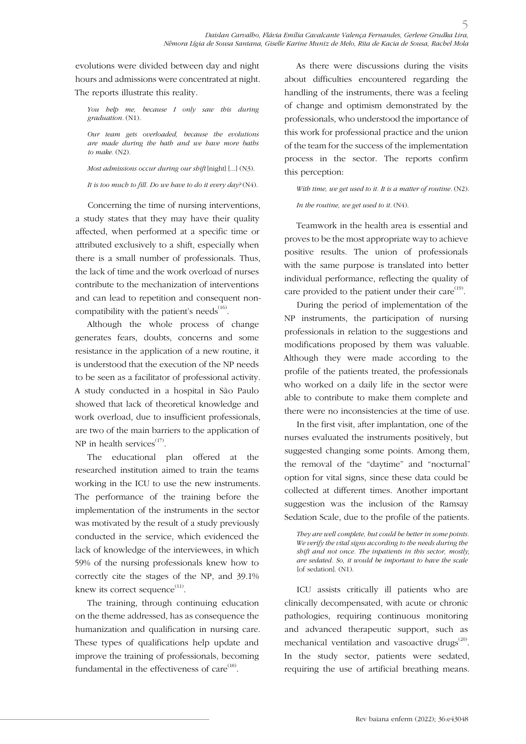evolutions were divided between day and night hours and admissions were concentrated at night. The reports illustrate this reality.

> *You help me, because I only saw this during graduation.* (N1).
>
> *Our team gets overloaded, because the evolutions are made during the bath and we have more baths to make.* (N2).
>
> *Most admissions occur during our shift* [night] [...] (N3).
>
> *It is too much to fill. Do we have to do it every day?* (N4).

Concerning the time of nursing interventions, a study states that they may have their quality affected, when performed at a specific time or attributed exclusively to a shift, especially when there is a small number of professionals. Thus, the lack of time and the work overload of nurses contribute to the mechanization of interventions and can lead to repetition and consequent non-compatibility with the patient's needs[16].

Although the whole process of change generates fears, doubts, concerns and some resistance in the application of a new routine, it is understood that the execution of the NP needs to be seen as a facilitator of professional activity. A study conducted in a hospital in São Paulo showed that lack of theoretical knowledge and work overload, due to insufficient professionals, are two of the main barriers to the application of NP in health services[17].

The educational plan offered at the researched institution aimed to train the teams working in the ICU to use the new instruments. The performance of the training before the implementation of the instruments in the sector was motivated by the result of a study previously conducted in the service, which evidenced the lack of knowledge of the interviewees, in which 59% of the nursing professionals knew how to correctly cite the stages of the NP, and 39.1% knew its correct sequence[11].

The training, through continuing education on the theme addressed, has as consequence the humanization and qualification in nursing care. These types of qualifications help update and improve the training of professionals, becoming fundamental in the effectiveness of care[18].

As there were discussions during the visits about difficulties encountered regarding the handling of the instruments, there was a feeling of change and optimism demonstrated by the professionals, who understood the importance of this work for professional practice and the union of the team for the success of the implementation process in the sector. The reports confirm this perception:

> *With time, we get used to it. It is a matter of routine.* (N2).
>
> *In the routine, we get used to it.* (N4).

Teamwork in the health area is essential and proves to be the most appropriate way to achieve positive results. The union of professionals with the same purpose is translated into better individual performance, reflecting the quality of care provided to the patient under their care[19].

During the period of implementation of the NP instruments, the participation of nursing professionals in relation to the suggestions and modifications proposed by them was valuable. Although they were made according to the profile of the patients treated, the professionals who worked on a daily life in the sector were able to contribute to make them complete and there were no inconsistencies at the time of use.

In the first visit, after implantation, one of the nurses evaluated the instruments positively, but suggested changing some points. Among them, the removal of the "daytime" and "nocturnal" option for vital signs, since these data could be collected at different times. Another important suggestion was the inclusion of the Ramsay Sedation Scale, due to the profile of the patients.

> *They are well complete, but could be better in some points. We verify the vital signs according to the needs during the shift and not once. The inpatients in this sector, mostly, are sedated. So, it would be important to have the scale* [of sedation]. (N1).

ICU assists critically ill patients who are clinically decompensated, with acute or chronic pathologies, requiring continuous monitoring and advanced therapeutic support, such as mechanical ventilation and vasoactive drugs[20]. In the study sector, patients were sedated, requiring the use of artificial breathing means.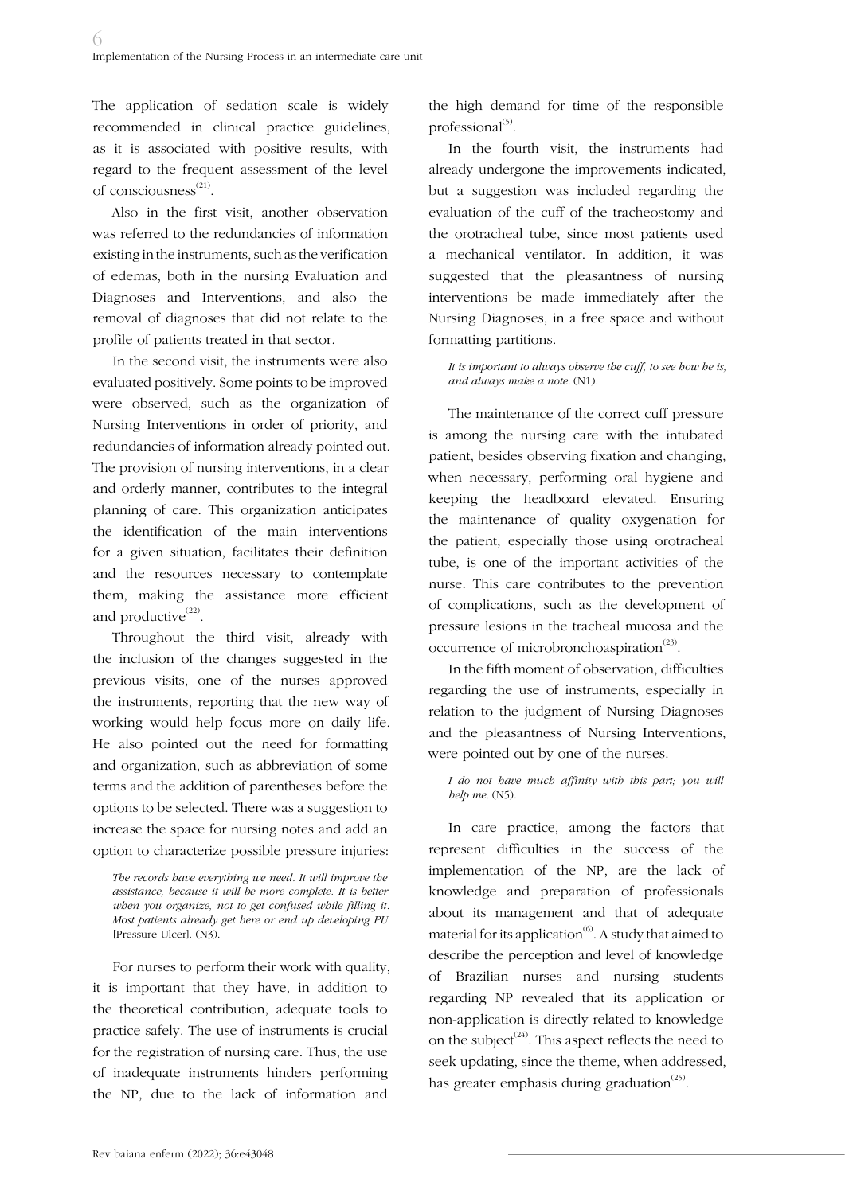The application of sedation scale is widely recommended in clinical practice guidelines, as it is associated with positive results, with regard to the frequent assessment of the level of consciousness[21].

Also in the first visit, another observation was referred to the redundancies of information existing in the instruments, such as the verification of edemas, both in the nursing Evaluation and Diagnoses and Interventions, and also the removal of diagnoses that did not relate to the profile of patients treated in that sector.

In the second visit, the instruments were also evaluated positively. Some points to be improved were observed, such as the organization of Nursing Interventions in order of priority, and redundancies of information already pointed out. The provision of nursing interventions, in a clear and orderly manner, contributes to the integral planning of care. This organization anticipates the identification of the main interventions for a given situation, facilitates their definition and the resources necessary to contemplate them, making the assistance more efficient and productive[22].

Throughout the third visit, already with the inclusion of the changes suggested in the previous visits, one of the nurses approved the instruments, reporting that the new way of working would help focus more on daily life. He also pointed out the need for formatting and organization, such as abbreviation of some terms and the addition of parentheses before the options to be selected. There was a suggestion to increase the space for nursing notes and add an option to characterize possible pressure injuries:

> *The records have everything we need. It will improve the assistance, because it will be more complete. It is better when you organize, not to get confused while filling it. Most patients already get here or end up developing PU* [Pressure Ulcer]. (N3).

For nurses to perform their work with quality, it is important that they have, in addition to the theoretical contribution, adequate tools to practice safely. The use of instruments is crucial for the registration of nursing care. Thus, the use of inadequate instruments hinders performing the NP, due to the lack of information and the high demand for time of the responsible professional[5].

In the fourth visit, the instruments had already undergone the improvements indicated, but a suggestion was included regarding the evaluation of the cuff of the tracheostomy and the orotracheal tube, since most patients used a mechanical ventilator. In addition, it was suggested that the pleasantness of nursing interventions be made immediately after the Nursing Diagnoses, in a free space and without formatting partitions.

> *It is important to always observe the cuff, to see how he is, and always make a note.* (N1).

The maintenance of the correct cuff pressure is among the nursing care with the intubated patient, besides observing fixation and changing, when necessary, performing oral hygiene and keeping the headboard elevated. Ensuring the maintenance of quality oxygenation for the patient, especially those using orotracheal tube, is one of the important activities of the nurse. This care contributes to the prevention of complications, such as the development of pressure lesions in the tracheal mucosa and the occurrence of microbronchoaspiration[23].

In the fifth moment of observation, difficulties regarding the use of instruments, especially in relation to the judgment of Nursing Diagnoses and the pleasantness of Nursing Interventions, were pointed out by one of the nurses.

> *I do not have much affinity with this part; you will help me.* (N5).

In care practice, among the factors that represent difficulties in the success of the implementation of the NP, are the lack of knowledge and preparation of professionals about its management and that of adequate material for its application[6]. A study that aimed to describe the perception and level of knowledge of Brazilian nurses and nursing students regarding NP revealed that its application or non-application is directly related to knowledge on the subject[24]. This aspect reflects the need to seek updating, since the theme, when addressed, has greater emphasis during graduation[25].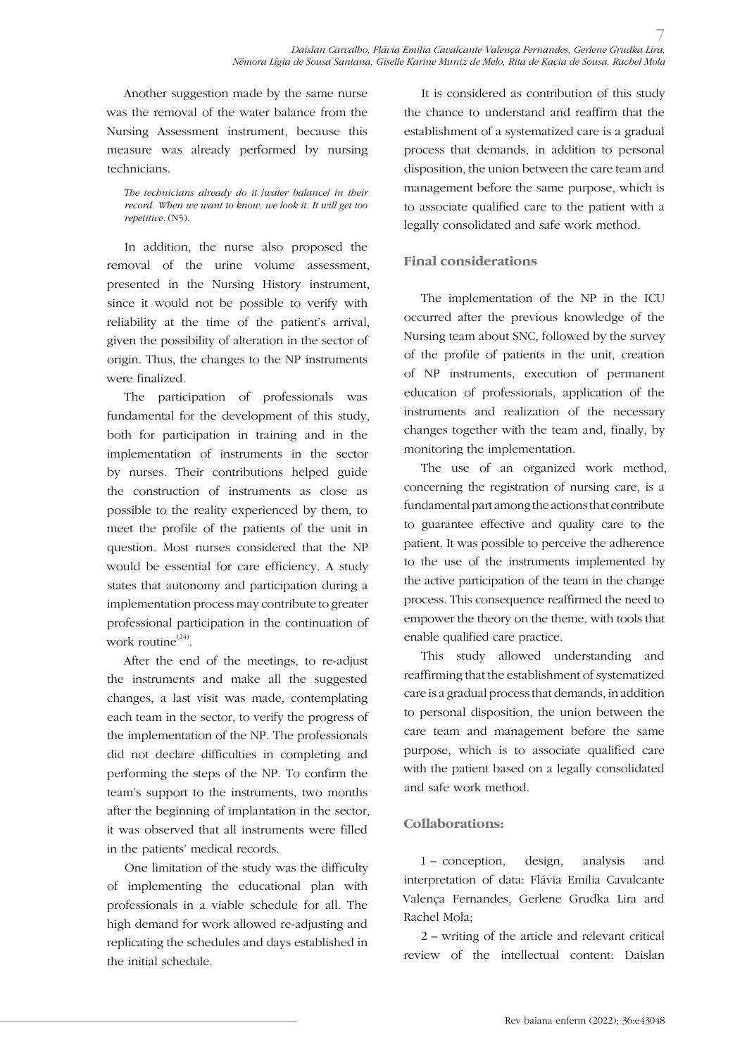Another suggestion made by the same nurse was the removal of the water balance from the Nursing Assessment instrument, because this measure was already performed by nursing technicians.

> *The technicians already do it [water balance] in their record. When we want to know, we look it. It will get too repetitive.* (N5).

In addition, the nurse also proposed the removal of the urine volume assessment, presented in the Nursing History instrument, since it would not be possible to verify with reliability at the time of the patient's arrival, given the possibility of alteration in the sector of origin. Thus, the changes to the NP instruments were finalized.

The participation of professionals was fundamental for the development of this study, both for participation in training and in the implementation of instruments in the sector by nurses. Their contributions helped guide the construction of instruments as close as possible to the reality experienced by them, to meet the profile of the patients of the unit in question. Most nurses considered that the NP would be essential for care efficiency. A study states that autonomy and participation during a implementation process may contribute to greater professional participation in the continuation of work routine[24].

After the end of the meetings, to re-adjust the instruments and make all the suggested changes, a last visit was made, contemplating each team in the sector, to verify the progress of the implementation of the NP. The professionals did not declare difficulties in completing and performing the steps of the NP. To confirm the team's support to the instruments, two months after the beginning of implantation in the sector, it was observed that all instruments were filled in the patients' medical records.

One limitation of the study was the difficulty of implementing the educational plan with professionals in a viable schedule for all. The high demand for work allowed re-adjusting and replicating the schedules and days established in the initial schedule.

It is considered as contribution of this study the chance to understand and reaffirm that the establishment of a systematized care is a gradual process that demands, in addition to personal disposition, the union between the care team and management before the same purpose, which is to associate qualified care to the patient with a legally consolidated and safe work method.

## Final considerations

The implementation of the NP in the ICU occurred after the previous knowledge of the Nursing team about SNC, followed by the survey of the profile of patients in the unit, creation of NP instruments, execution of permanent education of professionals, application of the instruments and realization of the necessary changes together with the team and, finally, by monitoring the implementation.

The use of an organized work method, concerning the registration of nursing care, is a fundamental part among the actions that contribute to guarantee effective and quality care to the patient. It was possible to perceive the adherence to the use of the instruments implemented by the active participation of the team in the change process. This consequence reaffirmed the need to empower the theory on the theme, with tools that enable qualified care practice.

This study allowed understanding and reaffirming that the establishment of systematized care is a gradual process that demands, in addition to personal disposition, the union between the care team and management before the same purpose, which is to associate qualified care with the patient based on a legally consolidated and safe work method.

## Collaborations:

1 – conception, design, analysis and interpretation of data: Flávia Emília Cavalcante Valença Fernandes, Gerlene Grudka Lira and Rachel Mola;

2 – writing of the article and relevant critical review of the intellectual content: Daislan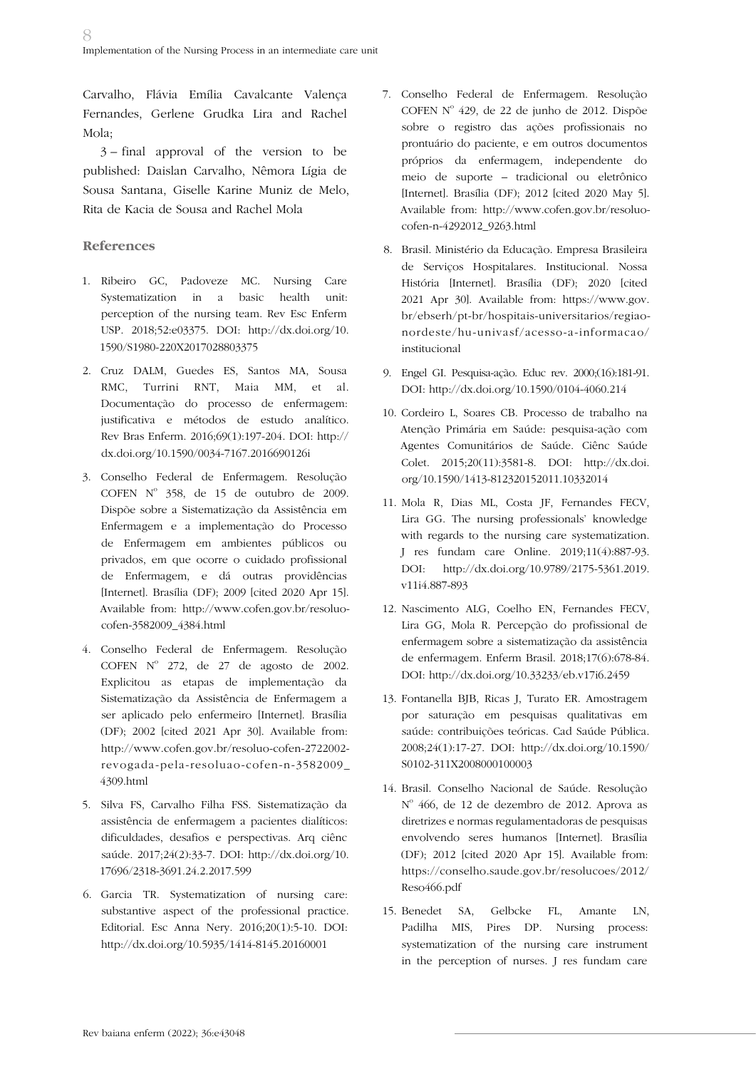Carvalho, Flávia Emília Cavalcante Valença Fernandes, Gerlene Grudka Lira and Rachel Mola;

3 – final approval of the version to be published: Daislan Carvalho, Nêmora Lígia de Sousa Santana, Giselle Karine Muniz de Melo, Rita de Kacia de Sousa and Rachel Mola

## References

1. Ribeiro GC, Padoveze MC. Nursing Care Systematization in a basic health unit: perception of the nursing team. Rev Esc Enferm USP. 2018;52:e03375. DOI: http://dx.doi.org/10.1590/S1980-220X2017028803375

2. Cruz DALM, Guedes ES, Santos MA, Sousa RMC, Turrini RNT, Maia MM, et al. Documentação do processo de enfermagem: justificativa e métodos de estudo analítico. Rev Bras Enferm. 2016;69(1):197-204. DOI: http://dx.doi.org/10.1590/0034-7167.2016690126i

3. Conselho Federal de Enfermagem. Resolução COFEN Nº 358, de 15 de outubro de 2009. Dispõe sobre a Sistematização da Assistência em Enfermagem e a implementação do Processo de Enfermagem em ambientes públicos ou privados, em que ocorre o cuidado profissional de Enfermagem, e dá outras providências [Internet]. Brasília (DF); 2009 [cited 2020 Apr 15]. Available from: http://www.cofen.gov.br/resoluo-cofen-3582009_4384.html

4. Conselho Federal de Enfermagem. Resolução COFEN Nº 272, de 27 de agosto de 2002. Explicitou as etapas de implementação da Sistematização da Assistência de Enfermagem a ser aplicado pelo enfermeiro [Internet]. Brasília (DF); 2002 [cited 2021 Apr 30]. Available from: http://www.cofen.gov.br/resoluo-cofen-2722002-revogada-pela-resoluao-cofen-n-3582009_4309.html

5. Silva FS, Carvalho Filha FSS. Sistematização da assistência de enfermagem a pacientes dialíticos: dificuldades, desafios e perspectivas. Arq ciênc saúde. 2017;24(2):33-7. DOI: http://dx.doi.org/10.17696/2318-3691.24.2.2017.599

6. Garcia TR. Systematization of nursing care: substantive aspect of the professional practice. Editorial. Esc Anna Nery. 2016;20(1):5-10. DOI: http://dx.doi.org/10.5935/1414-8145.20160001

7. Conselho Federal de Enfermagem. Resolução COFEN Nº 429, de 22 de junho de 2012. Dispõe sobre o registro das ações profissionais no prontuário do paciente, e em outros documentos próprios da enfermagem, independente do meio de suporte – tradicional ou eletrônico [Internet]. Brasília (DF); 2012 [cited 2020 May 5]. Available from: http://www.cofen.gov.br/resoluo-cofen-n-4292012_9263.html

8. Brasil. Ministério da Educação. Empresa Brasileira de Serviços Hospitalares. Institucional. Nossa História [Internet]. Brasília (DF); 2020 [cited 2021 Apr 30]. Available from: https://www.gov.br/ebserh/pt-br/hospitais-universitarios/regiao-nordeste/hu-univasf/acesso-a-informacao/institucional

9. Engel GI. Pesquisa-ação. Educ rev. 2000;(16):181-91. DOI: http://dx.doi.org/10.1590/0104-4060.214

10. Cordeiro L, Soares CB. Processo de trabalho na Atenção Primária em Saúde: pesquisa-ação com Agentes Comunitários de Saúde. Ciênc Saúde Colet. 2015;20(11):3581-8. DOI: http://dx.doi.org/10.1590/1413-812320152011.10332014

11. Mola R, Dias ML, Costa JF, Fernandes FECV, Lira GG. The nursing professionals' knowledge with regards to the nursing care systematization. J res fundam care Online. 2019;11(4):887-93. DOI: http://dx.doi.org/10.9789/2175-5361.2019.v11i4.887-893

12. Nascimento ALG, Coelho EN, Fernandes FECV, Lira GG, Mola R. Percepção do profissional de enfermagem sobre a sistematização da assistência de enfermagem. Enferm Brasil. 2018;17(6):678-84. DOI: http://dx.doi.org/10.33233/eb.v17i6.2459

13. Fontanella BJB, Ricas J, Turato ER. Amostragem por saturação em pesquisas qualitativas em saúde: contribuições teóricas. Cad Saúde Pública. 2008;24(1):17-27. DOI: http://dx.doi.org/10.1590/S0102-311X2008000100003

14. Brasil. Conselho Nacional de Saúde. Resolução Nº 466, de 12 de dezembro de 2012. Aprova as diretrizes e normas regulamentadoras de pesquisas envolvendo seres humanos [Internet]. Brasília (DF); 2012 [cited 2020 Apr 15]. Available from: https://conselho.saude.gov.br/resolucoes/2012/Reso466.pdf

15. Benedet SA, Gelbcke FL, Amante LN, Padilha MIS, Pires DP. Nursing process: systematization of the nursing care instrument in the perception of nurses. J res fundam care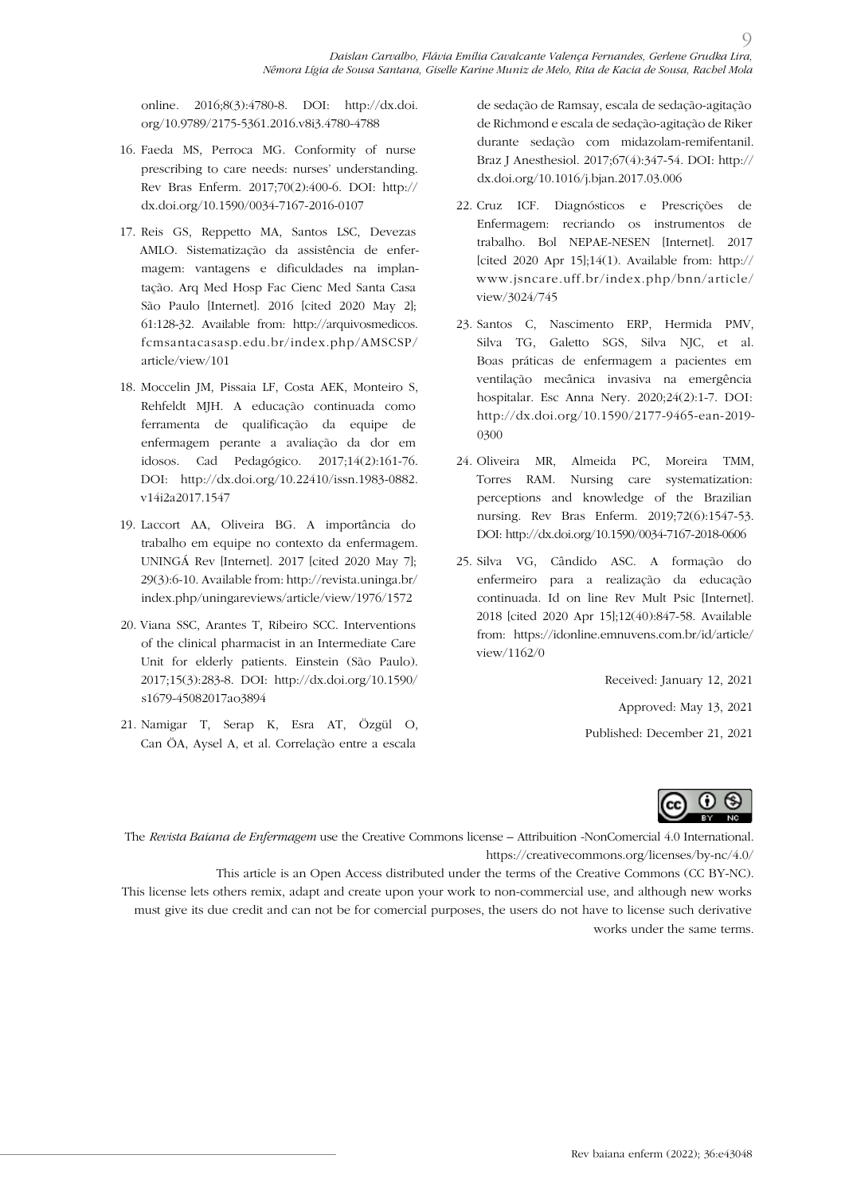online. 2016;8(3):4780-8. DOI: http://dx.doi.org/10.9789/2175-5361.2016.v8i3.4780-4788

16. Faeda MS, Perroca MG. Conformity of nurse prescribing to care needs: nurses' understanding. Rev Bras Enferm. 2017;70(2):400-6. DOI: http://dx.doi.org/10.1590/0034-7167-2016-0107

17. Reis GS, Reppetto MA, Santos LSC, Devezas AMLO. Sistematização da assistência de enfermagem: vantagens e dificuldades na implantação. Arq Med Hosp Fac Cienc Med Santa Casa São Paulo [Internet]. 2016 [cited 2020 May 2]; 61:128-32. Available from: http://arquivosmedicos.fcmsantacasasp.edu.br/index.php/AMSCSP/article/view/101

18. Moccelin JM, Pissaia LF, Costa AEK, Monteiro S, Rehfeldt MJH. A educação continuada como ferramenta de qualificação da equipe de enfermagem perante a avaliação da dor em idosos. Cad Pedagógico. 2017;14(2):161-76. DOI: http://dx.doi.org/10.22410/issn.1983-0882.v14i2a2017.1547

19. Laccort AA, Oliveira BG. A importância do trabalho em equipe no contexto da enfermagem. UNINGÁ Rev [Internet]. 2017 [cited 2020 May 7]; 29(3):6-10. Available from: http://revista.uninga.br/index.php/uningareviews/article/view/1976/1572

20. Viana SSC, Arantes T, Ribeiro SCC. Interventions of the clinical pharmacist in an Intermediate Care Unit for elderly patients. Einstein (São Paulo). 2017;15(3):283-8. DOI: http://dx.doi.org/10.1590/s1679-45082017ao3894

21. Namigar T, Serap K, Esra AT, Özgül O, Can ÖA, Aysel A, et al. Correlação entre a escala de sedação de Ramsay, escala de sedação-agitação de Richmond e escala de sedação-agitação de Riker durante sedação com midazolam-remifentanil. Braz J Anesthesiol. 2017;67(4):347-54. DOI: http://dx.doi.org/10.1016/j.bjan.2017.03.006

22. Cruz ICF. Diagnósticos e Prescrições de Enfermagem: recriando os instrumentos de trabalho. Bol NEPAE-NESEN [Internet]. 2017 [cited 2020 Apr 15];14(1). Available from: http://www.jsncare.uff.br/index.php/bnn/article/view/3024/745

23. Santos C, Nascimento ERP, Hermida PMV, Silva TG, Galetto SGS, Silva NJC, et al. Boas práticas de enfermagem a pacientes em ventilação mecânica invasiva na emergência hospitalar. Esc Anna Nery. 2020;24(2):1-7. DOI: http://dx.doi.org/10.1590/2177-9465-ean-2019-0300

24. Oliveira MR, Almeida PC, Moreira TMM, Torres RAM. Nursing care systematization: perceptions and knowledge of the Brazilian nursing. Rev Bras Enferm. 2019;72(6):1547-53. DOI: http://dx.doi.org/10.1590/0034-7167-2018-0606

25. Silva VG, Cândido ASC. A formação do enfermeiro para a realização da educação continuada. Id on line Rev Mult Psic [Internet]. 2018 [cited 2020 Apr 15];12(40):847-58. Available from: https://idonline.emnuvens.com.br/id/article/view/1162/0

Received: January 12, 2021

Approved: May 13, 2021

Published: December 21, 2021

The *Revista Baiana de Enfermagem* use the Creative Commons license – Attribuition -NonComercial 4.0 International. https://creativecommons.org/licenses/by-nc/4.0/

This article is an Open Access distributed under the terms of the Creative Commons (CC BY-NC).

This license lets others remix, adapt and create upon your work to non-commercial use, and although new works must give its due credit and can not be for comercial purposes, the users do not have to license such derivative works under the same terms.